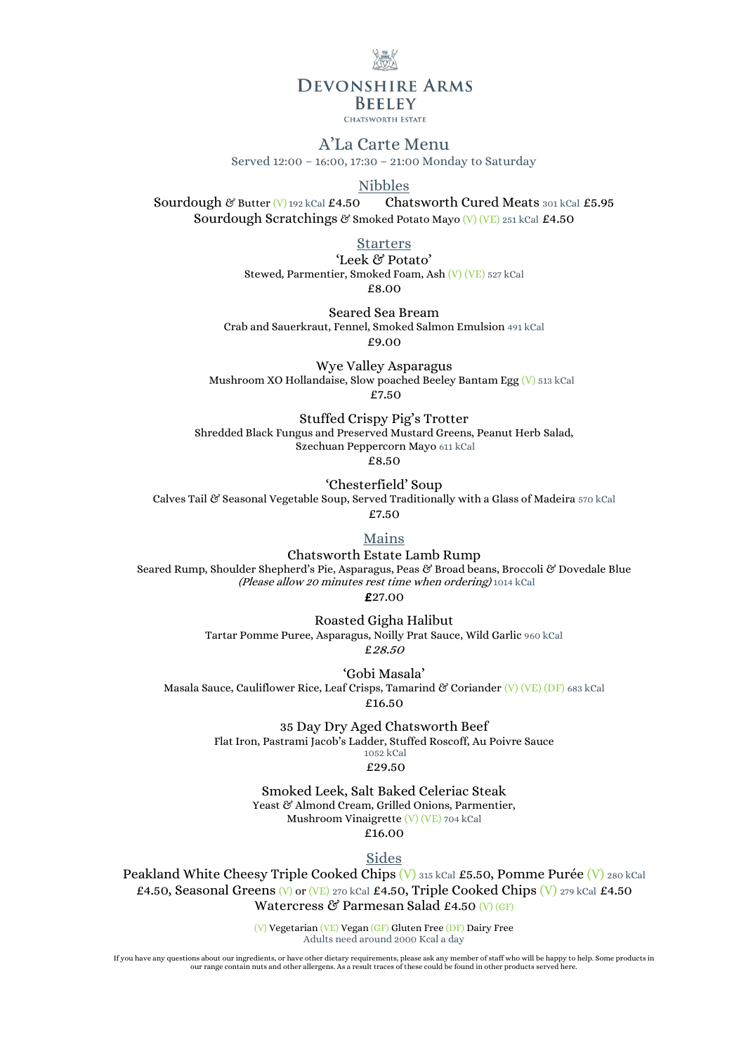# Devonshire Arms Beeley

Chatsworth Estate

## A'La Carte Menu

Served 12:00 – 16:00, 17:30 – 21:00 Monday to Saturday

### Nibbles

Sourdough & Butter (V) 192 kCal £4.50 Chatsworth Cured Meats 301 kCal £5.95

Sourdough Scratchings & Smoked Potato Mayo (V) (VE) 251 kCal £4.50

### Starters

'Leek & Potato'
Stewed, Parmentier, Smoked Foam, Ash (V) (VE) 527 kCal
£8.00

Seared Sea Bream
Crab and Sauerkraut, Fennel, Smoked Salmon Emulsion 491 kCal
£9.00

Wye Valley Asparagus
Mushroom XO Hollandaise, Slow poached Beeley Bantam Egg (V) 513 kCal
£7.50

Stuffed Crispy Pig's Trotter
Shredded Black Fungus and Preserved Mustard Greens, Peanut Herb Salad, Szechuan Peppercorn Mayo 611 kCal
£8.50

'Chesterfield' Soup
Calves Tail & Seasonal Vegetable Soup, Served Traditionally with a Glass of Madeira 570 kCal
£7.50

### Mains

Chatsworth Estate Lamb Rump
Seared Rump, Shoulder Shepherd's Pie, Asparagus, Peas & Broad beans, Broccoli & Dovedale Blue
*(Please allow 20 minutes rest time when ordering)* 1014 kCal
£27.00

Roasted Gigha Halibut
Tartar Pomme Puree, Asparagus, Noilly Prat Sauce, Wild Garlic 960 kCal
*£28.50*

'Gobi Masala'
Masala Sauce, Cauliflower Rice, Leaf Crisps, Tamarind & Coriander (V) (VE) (DF) 683 kCal
£16.50

35 Day Dry Aged Chatsworth Beef
Flat Iron, Pastrami Jacob's Ladder, Stuffed Roscoff, Au Poivre Sauce
1052 kCal
£29.50

Smoked Leek, Salt Baked Celeriac Steak
Yeast & Almond Cream, Grilled Onions, Parmentier, Mushroom Vinaigrette (V) (VE) 704 kCal
£16.00

### Sides

Peakland White Cheesy Triple Cooked Chips (V) 315 kCal £5.50, Pomme Purée (V) 280 kCal £4.50, Seasonal Greens (V) or (VE) 270 kCal £4.50, Triple Cooked Chips (V) 279 kCal £4.50
Watercress & Parmesan Salad £4.50 (V) (GF)

(V) Vegetarian (VE) Vegan (GF) Gluten Free (DF) Dairy Free
Adults need around 2000 Kcal a day

If you have any questions about our ingredients, or have other dietary requirements, please ask any member of staff who will be happy to help. Some products in our range contain nuts and other allergens. As a result traces of these could be found in other products served here.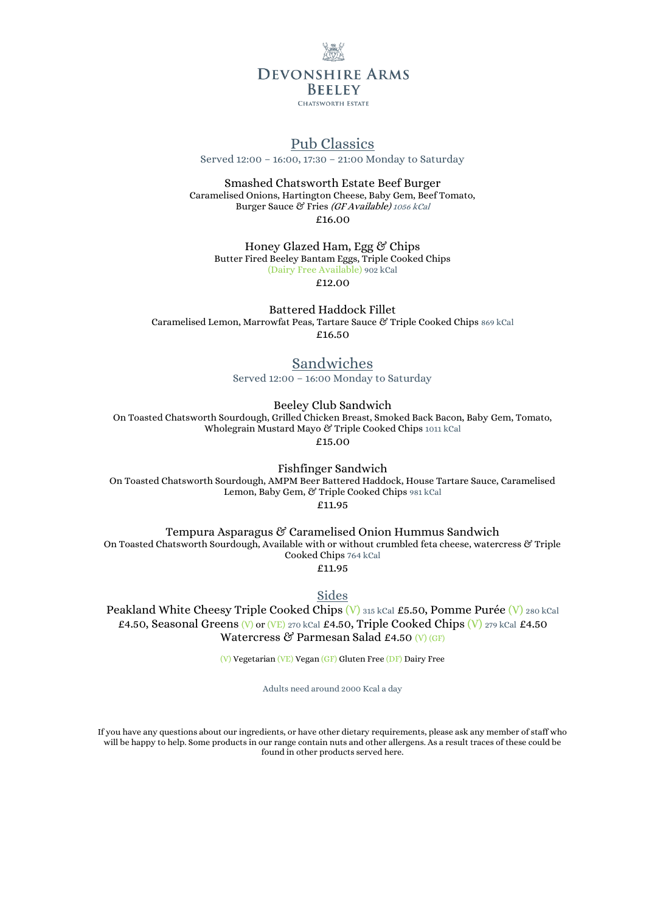# Devonshire Arms

## Beeley

Chatsworth Estate

## Pub Classics

Served 12:00 – 16:00, 17:30 – 21:00 Monday to Saturday

**Smashed Chatsworth Estate Beef Burger**
Caramelised Onions, Hartington Cheese, Baby Gem, Beef Tomato, Burger Sauce & Fries *(GF Available) 1056 kCal*
£16.00

**Honey Glazed Ham, Egg & Chips**
Butter Fired Beeley Bantam Eggs, Triple Cooked Chips
(Dairy Free Available) 902 kCal
£12.00

**Battered Haddock Fillet**
Caramelised Lemon, Marrowfat Peas, Tartare Sauce & Triple Cooked Chips 869 kCal
£16.50

## Sandwiches

Served 12:00 – 16:00 Monday to Saturday

**Beeley Club Sandwich**
On Toasted Chatsworth Sourdough, Grilled Chicken Breast, Smoked Back Bacon, Baby Gem, Tomato, Wholegrain Mustard Mayo & Triple Cooked Chips 1011 kCal
£15.00

**Fishfinger Sandwich**
On Toasted Chatsworth Sourdough, AMPM Beer Battered Haddock, House Tartare Sauce, Caramelised Lemon, Baby Gem, & Triple Cooked Chips 981 kCal
£11.95

**Tempura Asparagus & Caramelised Onion Hummus Sandwich**
On Toasted Chatsworth Sourdough, Available with or without crumbled feta cheese, watercress & Triple Cooked Chips 764 kCal
£11.95

## Sides

Peakland White Cheesy Triple Cooked Chips (V) 315 kCal £5.50, Pomme Purée (V) 280 kCal £4.50, Seasonal Greens (V) or (VE) 270 kCal £4.50, Triple Cooked Chips (V) 279 kCal £4.50
Watercress & Parmesan Salad £4.50 (V) (GF)

(V) Vegetarian (VE) Vegan (GF) Gluten Free (DF) Dairy Free

Adults need around 2000 Kcal a day

If you have any questions about our ingredients, or have other dietary requirements, please ask any member of staff who will be happy to help. Some products in our range contain nuts and other allergens. As a result traces of these could be found in other products served here.